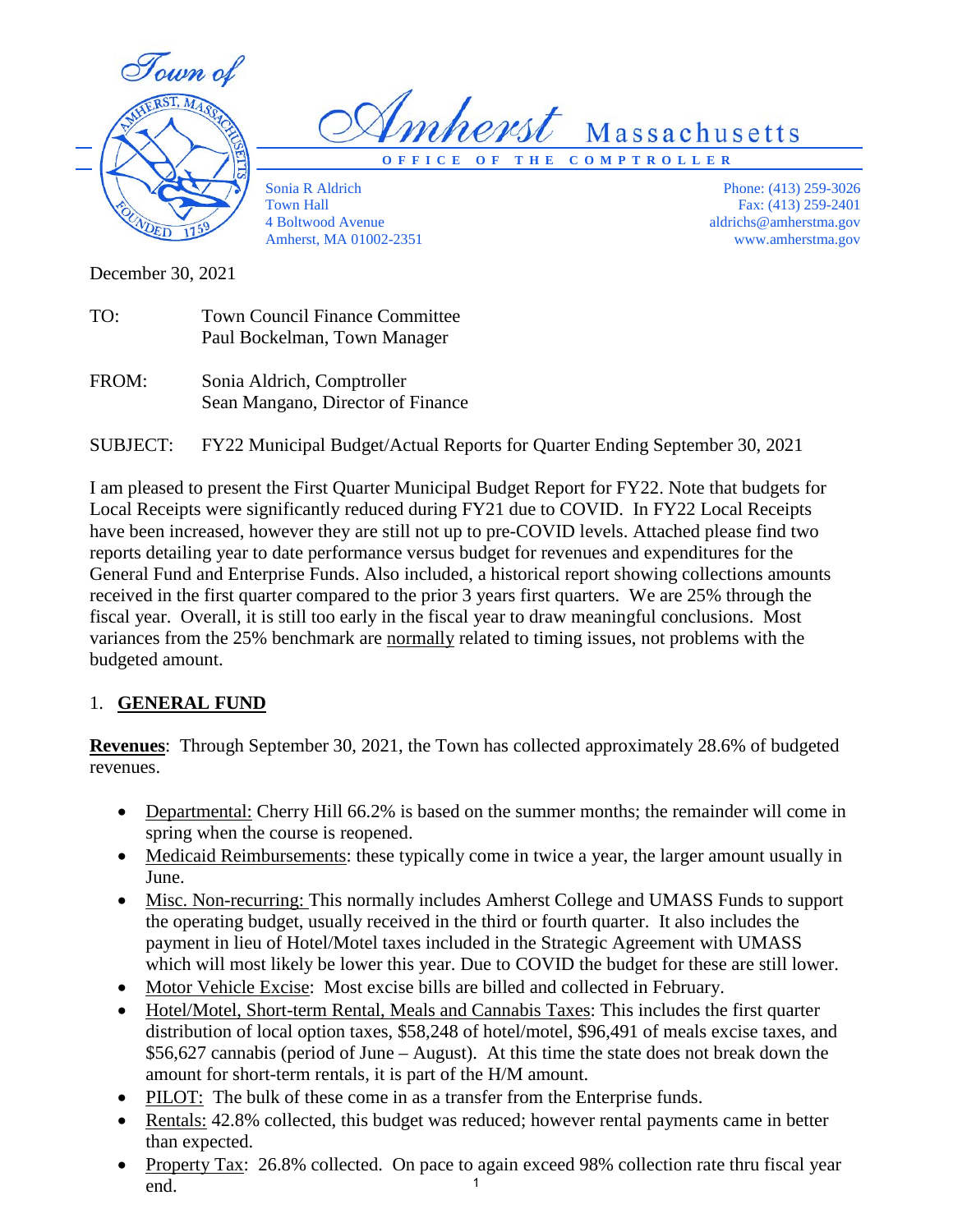# Town of Amherst Massachusetts

**OFFICE OF THE COMPTROLLER**

Sonia R Aldrich
Town Hall
4 Boltwood Avenue
Amherst, MA 01002-2351

Phone: (413) 259-3026
Fax: (413) 259-2401
aldrichs@amherstma.gov
www.amherstma.gov

December 30, 2021

TO: Town Council Finance Committee
Paul Bockelman, Town Manager

FROM: Sonia Aldrich, Comptroller
Sean Mangano, Director of Finance

SUBJECT: FY22 Municipal Budget/Actual Reports for Quarter Ending September 30, 2021

I am pleased to present the First Quarter Municipal Budget Report for FY22. Note that budgets for Local Receipts were significantly reduced during FY21 due to COVID. In FY22 Local Receipts have been increased, however they are still not up to pre-COVID levels. Attached please find two reports detailing year to date performance versus budget for revenues and expenditures for the General Fund and Enterprise Funds. Also included, a historical report showing collections amounts received in the first quarter compared to the prior 3 years first quarters. We are 25% through the fiscal year. Overall, it is still too early in the fiscal year to draw meaningful conclusions. Most variances from the 25% benchmark are <u>normally</u> related to timing issues, not problems with the budgeted amount.

## 1. GENERAL FUND

**<u>Revenues</u>**: Through September 30, 2021, the Town has collected approximately 28.6% of budgeted revenues.

- <u>Departmental:</u> Cherry Hill 66.2% is based on the summer months; the remainder will come in spring when the course is reopened.
- <u>Medicaid Reimbursements</u>: these typically come in twice a year, the larger amount usually in June.
- <u>Misc. Non-recurring:</u> This normally includes Amherst College and UMASS Funds to support the operating budget, usually received in the third or fourth quarter. It also includes the payment in lieu of Hotel/Motel taxes included in the Strategic Agreement with UMASS which will most likely be lower this year. Due to COVID the budget for these are still lower.
- <u>Motor Vehicle Excise</u>: Most excise bills are billed and collected in February.
- <u>Hotel/Motel, Short-term Rental, Meals and Cannabis Taxes</u>: This includes the first quarter distribution of local option taxes, $58,248 of hotel/motel, $96,491 of meals excise taxes, and $56,627 cannabis (period of June – August). At this time the state does not break down the amount for short-term rentals, it is part of the H/M amount.
- <u>PILOT:</u> The bulk of these come in as a transfer from the Enterprise funds.
- <u>Rentals:</u> 42.8% collected, this budget was reduced; however rental payments came in better than expected.
- <u>Property Tax</u>: 26.8% collected. On pace to again exceed 98% collection rate thru fiscal year end.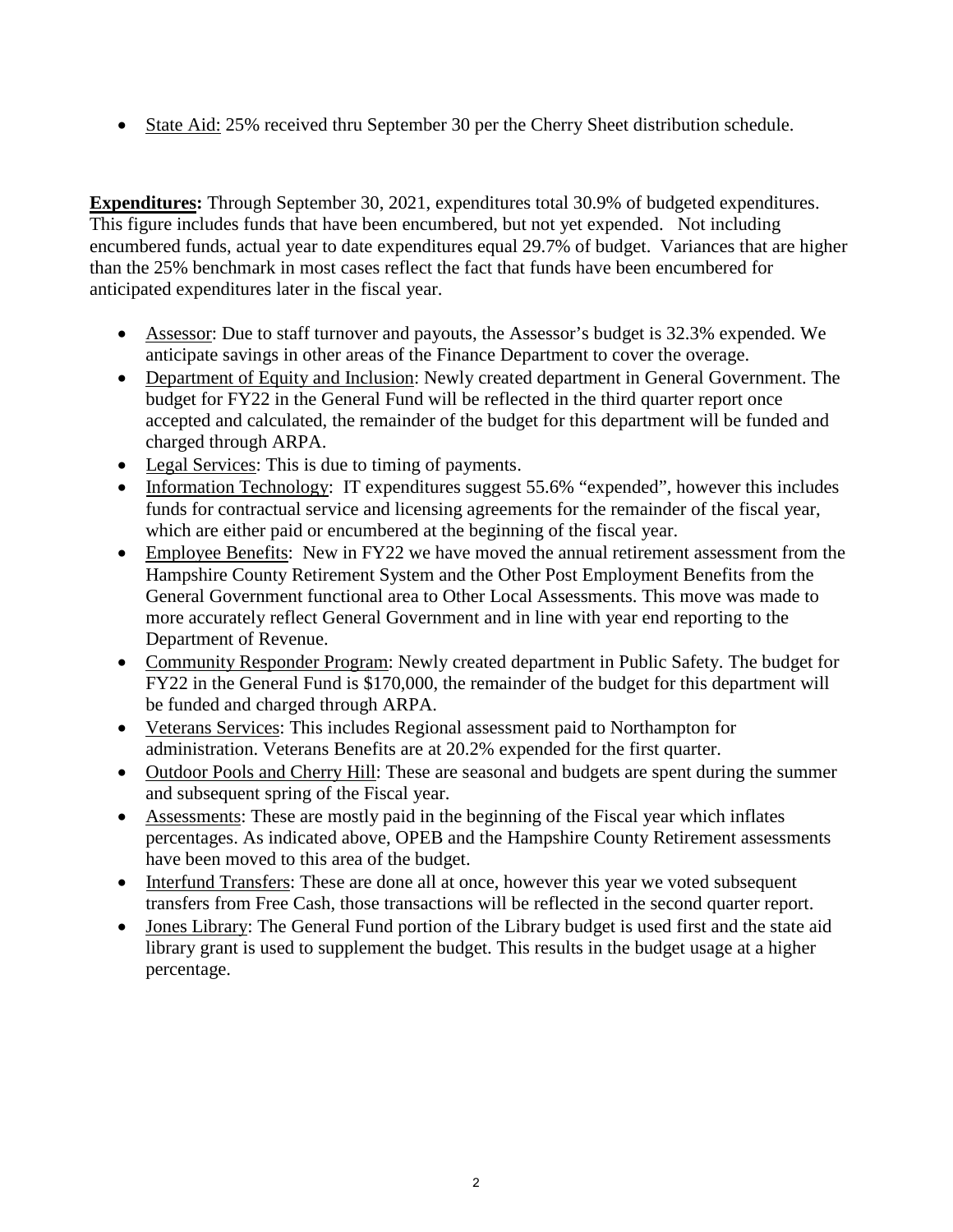- State Aid: 25% received thru September 30 per the Cherry Sheet distribution schedule.

**Expenditures:** Through September 30, 2021, expenditures total 30.9% of budgeted expenditures. This figure includes funds that have been encumbered, but not yet expended. Not including encumbered funds, actual year to date expenditures equal 29.7% of budget. Variances that are higher than the 25% benchmark in most cases reflect the fact that funds have been encumbered for anticipated expenditures later in the fiscal year.

- Assessor: Due to staff turnover and payouts, the Assessor's budget is 32.3% expended. We anticipate savings in other areas of the Finance Department to cover the overage.
- Department of Equity and Inclusion: Newly created department in General Government. The budget for FY22 in the General Fund will be reflected in the third quarter report once accepted and calculated, the remainder of the budget for this department will be funded and charged through ARPA.
- Legal Services: This is due to timing of payments.
- Information Technology: IT expenditures suggest 55.6% "expended", however this includes funds for contractual service and licensing agreements for the remainder of the fiscal year, which are either paid or encumbered at the beginning of the fiscal year.
- Employee Benefits: New in FY22 we have moved the annual retirement assessment from the Hampshire County Retirement System and the Other Post Employment Benefits from the General Government functional area to Other Local Assessments. This move was made to more accurately reflect General Government and in line with year end reporting to the Department of Revenue.
- Community Responder Program: Newly created department in Public Safety. The budget for FY22 in the General Fund is $170,000, the remainder of the budget for this department will be funded and charged through ARPA.
- Veterans Services: This includes Regional assessment paid to Northampton for administration. Veterans Benefits are at 20.2% expended for the first quarter.
- Outdoor Pools and Cherry Hill: These are seasonal and budgets are spent during the summer and subsequent spring of the Fiscal year.
- Assessments: These are mostly paid in the beginning of the Fiscal year which inflates percentages. As indicated above, OPEB and the Hampshire County Retirement assessments have been moved to this area of the budget.
- Interfund Transfers: These are done all at once, however this year we voted subsequent transfers from Free Cash, those transactions will be reflected in the second quarter report.
- Jones Library: The General Fund portion of the Library budget is used first and the state aid library grant is used to supplement the budget. This results in the budget usage at a higher percentage.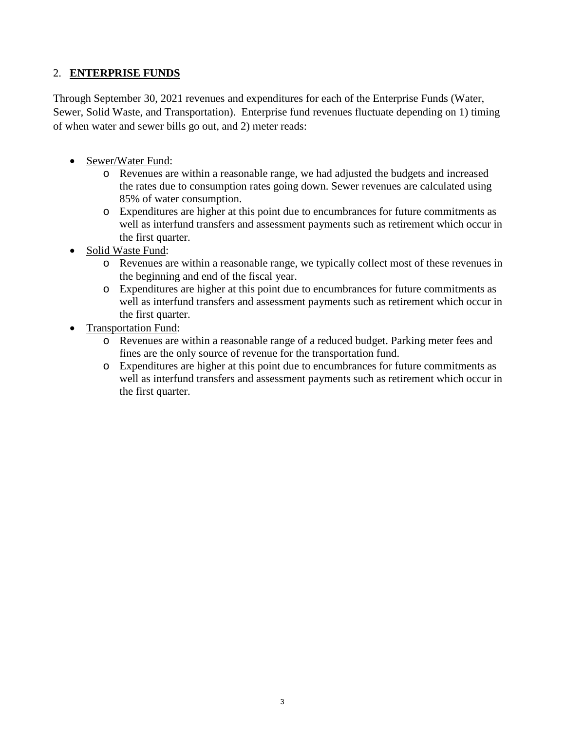## 2. **ENTERPRISE FUNDS**

Through September 30, 2021 revenues and expenditures for each of the Enterprise Funds (Water, Sewer, Solid Waste, and Transportation). Enterprise fund revenues fluctuate depending on 1) timing of when water and sewer bills go out, and 2) meter reads:

- Sewer/Water Fund:
  - Revenues are within a reasonable range, we had adjusted the budgets and increased the rates due to consumption rates going down. Sewer revenues are calculated using 85% of water consumption.
  - Expenditures are higher at this point due to encumbrances for future commitments as well as interfund transfers and assessment payments such as retirement which occur in the first quarter.
- Solid Waste Fund:
  - Revenues are within a reasonable range, we typically collect most of these revenues in the beginning and end of the fiscal year.
  - Expenditures are higher at this point due to encumbrances for future commitments as well as interfund transfers and assessment payments such as retirement which occur in the first quarter.
- Transportation Fund:
  - Revenues are within a reasonable range of a reduced budget. Parking meter fees and fines are the only source of revenue for the transportation fund.
  - Expenditures are higher at this point due to encumbrances for future commitments as well as interfund transfers and assessment payments such as retirement which occur in the first quarter.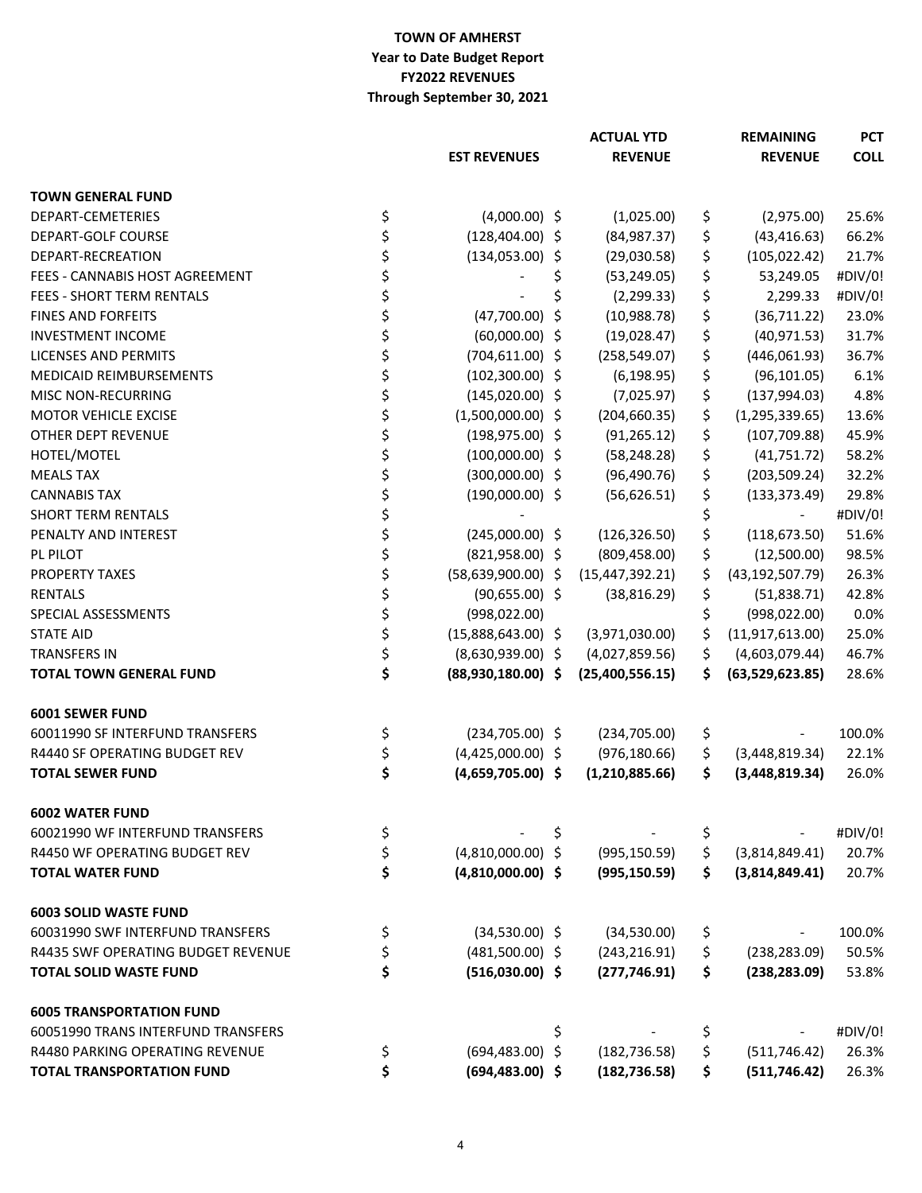# TOWN OF AMHERST
## Year to Date Budget Report
## FY2022 REVENUES
## Through September 30, 2021

| | EST REVENUES | ACTUAL YTD REVENUE | REMAINING REVENUE | PCT COLL |
|---|---|---|---|---|
| **TOWN GENERAL FUND** | | | | |
| DEPART-CEMETERIES | $ (4,000.00) | $ (1,025.00) | $ (2,975.00) | 25.6% |
| DEPART-GOLF COURSE | $ (128,404.00) | $ (84,987.37) | $ (43,416.63) | 66.2% |
| DEPART-RECREATION | $ (134,053.00) | $ (29,030.58) | $ (105,022.42) | 21.7% |
| FEES - CANNABIS HOST AGREEMENT | $ - | $ (53,249.05) | $ 53,249.05 | #DIV/0! |
| FEES - SHORT TERM RENTALS | $ - | $ (2,299.33) | $ 2,299.33 | #DIV/0! |
| FINES AND FORFEITS | $ (47,700.00) | $ (10,988.78) | $ (36,711.22) | 23.0% |
| INVESTMENT INCOME | $ (60,000.00) | $ (19,028.47) | $ (40,971.53) | 31.7% |
| LICENSES AND PERMITS | $ (704,611.00) | $ (258,549.07) | $ (446,061.93) | 36.7% |
| MEDICAID REIMBURSEMENTS | $ (102,300.00) | $ (6,198.95) | $ (96,101.05) | 6.1% |
| MISC NON-RECURRING | $ (145,020.00) | $ (7,025.97) | $ (137,994.03) | 4.8% |
| MOTOR VEHICLE EXCISE | $ (1,500,000.00) | $ (204,660.35) | $ (1,295,339.65) | 13.6% |
| OTHER DEPT REVENUE | $ (198,975.00) | $ (91,265.12) | $ (107,709.88) | 45.9% |
| HOTEL/MOTEL | $ (100,000.00) | $ (58,248.28) | $ (41,751.72) | 58.2% |
| MEALS TAX | $ (300,000.00) | $ (96,490.76) | $ (203,509.24) | 32.2% |
| CANNABIS TAX | $ (190,000.00) | $ (56,626.51) | $ (133,373.49) | 29.8% |
| SHORT TERM RENTALS | $ - | | $ - | #DIV/0! |
| PENALTY AND INTEREST | $ (245,000.00) | $ (126,326.50) | $ (118,673.50) | 51.6% |
| PL PILOT | $ (821,958.00) | $ (809,458.00) | $ (12,500.00) | 98.5% |
| PROPERTY TAXES | $ (58,639,900.00) | $ (15,447,392.21) | $ (43,192,507.79) | 26.3% |
| RENTALS | $ (90,655.00) | $ (38,816.29) | $ (51,838.71) | 42.8% |
| SPECIAL ASSESSMENTS | $ (998,022.00) | | $ (998,022.00) | 0.0% |
| STATE AID | $ (15,888,643.00) | $ (3,971,030.00) | $ (11,917,613.00) | 25.0% |
| TRANSFERS IN | $ (8,630,939.00) | $ (4,027,859.56) | $ (4,603,079.44) | 46.7% |
| **TOTAL TOWN GENERAL FUND** | **$ (88,930,180.00)** | **$ (25,400,556.15)** | **$ (63,529,623.85)** | 28.6% |
| | | | | |
| **6001 SEWER FUND** | | | | |
| 60011990 SF INTERFUND TRANSFERS | $ (234,705.00) | $ (234,705.00) | $ - | 100.0% |
| R4440 SF OPERATING BUDGET REV | $ (4,425,000.00) | $ (976,180.66) | $ (3,448,819.34) | 22.1% |
| **TOTAL SEWER FUND** | **$ (4,659,705.00)** | **$ (1,210,885.66)** | **$ (3,448,819.34)** | 26.0% |
| | | | | |
| **6002 WATER FUND** | | | | |
| 60021990 WF INTERFUND TRANSFERS | $ - | $ - | $ - | #DIV/0! |
| R4450 WF OPERATING BUDGET REV | $ (4,810,000.00) | $ (995,150.59) | $ (3,814,849.41) | 20.7% |
| **TOTAL WATER FUND** | **$ (4,810,000.00)** | **$ (995,150.59)** | **$ (3,814,849.41)** | 20.7% |
| | | | | |
| **6003 SOLID WASTE FUND** | | | | |
| 60031990 SWF INTERFUND TRANSFERS | $ (34,530.00) | $ (34,530.00) | $ - | 100.0% |
| R4435 SWF OPERATING BUDGET REVENUE | $ (481,500.00) | $ (243,216.91) | $ (238,283.09) | 50.5% |
| **TOTAL SOLID WASTE FUND** | **$ (516,030.00)** | **$ (277,746.91)** | **$ (238,283.09)** | 53.8% |
| | | | | |
| **6005 TRANSPORTATION FUND** | | | | |
| 60051990 TRANS INTERFUND TRANSFERS | | $ - | $ - | #DIV/0! |
| R4480 PARKING OPERATING REVENUE | $ (694,483.00) | $ (182,736.58) | $ (511,746.42) | 26.3% |
| **TOTAL TRANSPORTATION FUND** | **$ (694,483.00)** | **$ (182,736.58)** | **$ (511,746.42)** | 26.3% |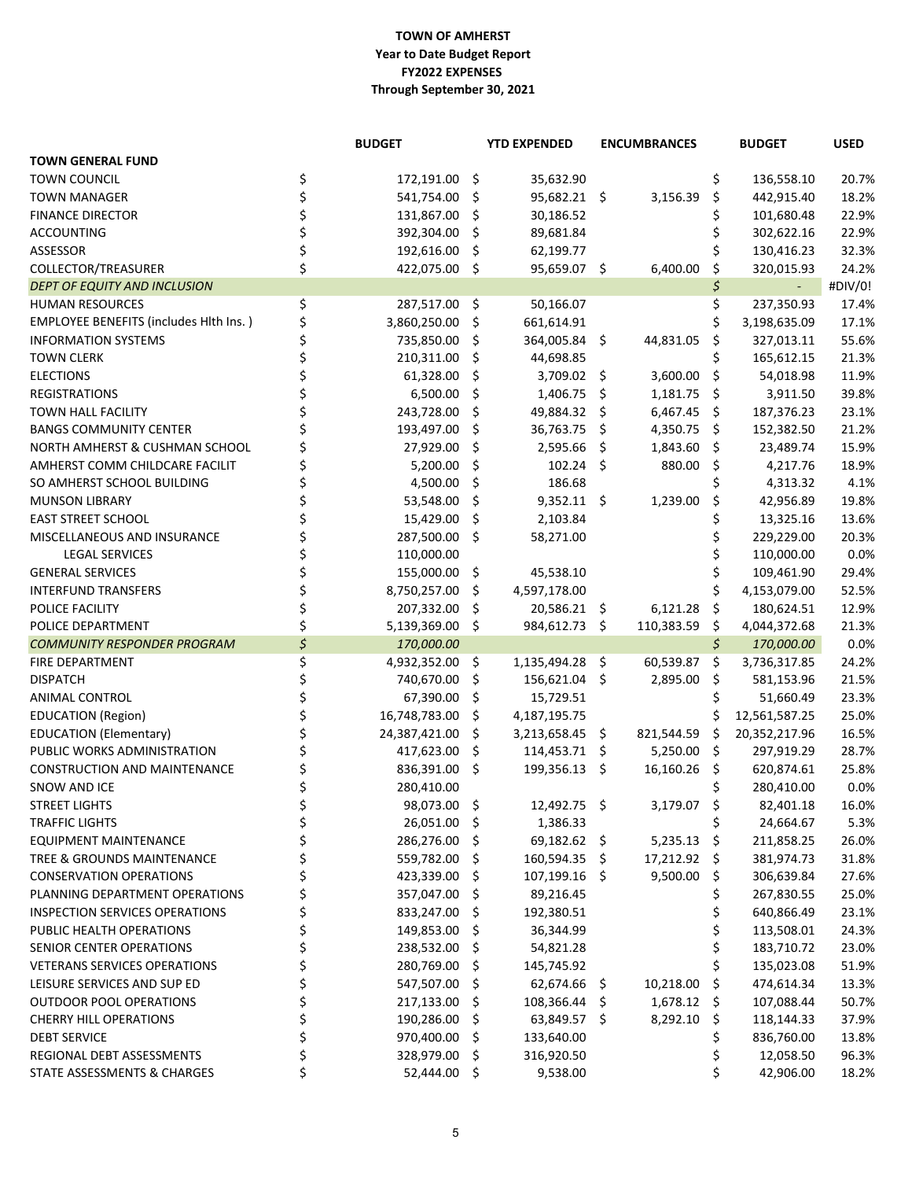**TOWN OF AMHERST**
**Year to Date Budget Report**
**FY2022 EXPENSES**
**Through September 30, 2021**

| | BUDGET | YTD EXPENDED | ENCUMBRANCES | BUDGET | USED |
|---|---|---|---|---|---|
| **TOWN GENERAL FUND** | | | | | |
| TOWN COUNCIL | $ 172,191.00 | $ 35,632.90 | | $ 136,558.10 | 20.7% |
| TOWN MANAGER | $ 541,754.00 | $ 95,682.21 | $ 3,156.39 | $ 442,915.40 | 18.2% |
| FINANCE DIRECTOR | $ 131,867.00 | $ 30,186.52 | | $ 101,680.48 | 22.9% |
| ACCOUNTING | $ 392,304.00 | $ 89,681.84 | | $ 302,622.16 | 22.9% |
| ASSESSOR | $ 192,616.00 | $ 62,199.77 | | $ 130,416.23 | 32.3% |
| COLLECTOR/TREASURER | $ 422,075.00 | $ 95,659.07 | $ 6,400.00 | $ 320,015.93 | 24.2% |
| *DEPT OF EQUITY AND INCLUSION* | | | | *$ -* | #DIV/0! |
| HUMAN RESOURCES | $ 287,517.00 | $ 50,166.07 | | $ 237,350.93 | 17.4% |
| EMPLOYEE BENEFITS (includes Hlth Ins. ) | $ 3,860,250.00 | $ 661,614.91 | | $ 3,198,635.09 | 17.1% |
| INFORMATION SYSTEMS | $ 735,850.00 | $ 364,005.84 | $ 44,831.05 | $ 327,013.11 | 55.6% |
| TOWN CLERK | $ 210,311.00 | $ 44,698.85 | | $ 165,612.15 | 21.3% |
| ELECTIONS | $ 61,328.00 | $ 3,709.02 | $ 3,600.00 | $ 54,018.98 | 11.9% |
| REGISTRATIONS | $ 6,500.00 | $ 1,406.75 | $ 1,181.75 | $ 3,911.50 | 39.8% |
| TOWN HALL FACILITY | $ 243,728.00 | $ 49,884.32 | $ 6,467.45 | $ 187,376.23 | 23.1% |
| BANGS COMMUNITY CENTER | $ 193,497.00 | $ 36,763.75 | $ 4,350.75 | $ 152,382.50 | 21.2% |
| NORTH AMHERST & CUSHMAN SCHOOL | $ 27,929.00 | $ 2,595.66 | $ 1,843.60 | $ 23,489.74 | 15.9% |
| AMHERST COMM CHILDCARE FACILIT | $ 5,200.00 | $ 102.24 | $ 880.00 | $ 4,217.76 | 18.9% |
| SO AMHERST SCHOOL BUILDING | $ 4,500.00 | $ 186.68 | | $ 4,313.32 | 4.1% |
| MUNSON LIBRARY | $ 53,548.00 | $ 9,352.11 | $ 1,239.00 | $ 42,956.89 | 19.8% |
| EAST STREET SCHOOL | $ 15,429.00 | $ 2,103.84 | | $ 13,325.16 | 13.6% |
| MISCELLANEOUS AND INSURANCE | $ 287,500.00 | $ 58,271.00 | | $ 229,229.00 | 20.3% |
| LEGAL SERVICES | $ 110,000.00 | | | $ 110,000.00 | 0.0% |
| GENERAL SERVICES | $ 155,000.00 | $ 45,538.10 | | $ 109,461.90 | 29.4% |
| INTERFUND TRANSFERS | $ 8,750,257.00 | $ 4,597,178.00 | | $ 4,153,079.00 | 52.5% |
| POLICE FACILITY | $ 207,332.00 | $ 20,586.21 | $ 6,121.28 | $ 180,624.51 | 12.9% |
| POLICE DEPARTMENT | $ 5,139,369.00 | $ 984,612.73 | $ 110,383.59 | $ 4,044,372.68 | 21.3% |
| *COMMUNITY RESPONDER PROGRAM* | *$ 170,000.00* | | | *$ 170,000.00* | 0.0% |
| FIRE DEPARTMENT | $ 4,932,352.00 | $ 1,135,494.28 | $ 60,539.87 | $ 3,736,317.85 | 24.2% |
| DISPATCH | $ 740,670.00 | $ 156,621.04 | $ 2,895.00 | $ 581,153.96 | 21.5% |
| ANIMAL CONTROL | $ 67,390.00 | $ 15,729.51 | | $ 51,660.49 | 23.3% |
| EDUCATION (Region) | $ 16,748,783.00 | $ 4,187,195.75 | | $ 12,561,587.25 | 25.0% |
| EDUCATION (Elementary) | $ 24,387,421.00 | $ 3,213,658.45 | $ 821,544.59 | $ 20,352,217.96 | 16.5% |
| PUBLIC WORKS ADMINISTRATION | $ 417,623.00 | $ 114,453.71 | $ 5,250.00 | $ 297,919.29 | 28.7% |
| CONSTRUCTION AND MAINTENANCE | $ 836,391.00 | $ 199,356.13 | $ 16,160.26 | $ 620,874.61 | 25.8% |
| SNOW AND ICE | $ 280,410.00 | | | $ 280,410.00 | 0.0% |
| STREET LIGHTS | $ 98,073.00 | $ 12,492.75 | $ 3,179.07 | $ 82,401.18 | 16.0% |
| TRAFFIC LIGHTS | $ 26,051.00 | $ 1,386.33 | | $ 24,664.67 | 5.3% |
| EQUIPMENT MAINTENANCE | $ 286,276.00 | $ 69,182.62 | $ 5,235.13 | $ 211,858.25 | 26.0% |
| TREE & GROUNDS MAINTENANCE | $ 559,782.00 | $ 160,594.35 | $ 17,212.92 | $ 381,974.73 | 31.8% |
| CONSERVATION OPERATIONS | $ 423,339.00 | $ 107,199.16 | $ 9,500.00 | $ 306,639.84 | 27.6% |
| PLANNING DEPARTMENT OPERATIONS | $ 357,047.00 | $ 89,216.45 | | $ 267,830.55 | 25.0% |
| INSPECTION SERVICES OPERATIONS | $ 833,247.00 | $ 192,380.51 | | $ 640,866.49 | 23.1% |
| PUBLIC HEALTH OPERATIONS | $ 149,853.00 | $ 36,344.99 | | $ 113,508.01 | 24.3% |
| SENIOR CENTER OPERATIONS | $ 238,532.00 | $ 54,821.28 | | $ 183,710.72 | 23.0% |
| VETERANS SERVICES OPERATIONS | $ 280,769.00 | $ 145,745.92 | | $ 135,023.08 | 51.9% |
| LEISURE SERVICES AND SUP ED | $ 547,507.00 | $ 62,674.66 | $ 10,218.00 | $ 474,614.34 | 13.3% |
| OUTDOOR POOL OPERATIONS | $ 217,133.00 | $ 108,366.44 | $ 1,678.12 | $ 107,088.44 | 50.7% |
| CHERRY HILL OPERATIONS | $ 190,286.00 | $ 63,849.57 | $ 8,292.10 | $ 118,144.33 | 37.9% |
| DEBT SERVICE | $ 970,400.00 | $ 133,640.00 | | $ 836,760.00 | 13.8% |
| REGIONAL DEBT ASSESSMENTS | $ 328,979.00 | $ 316,920.50 | | $ 12,058.50 | 96.3% |
| STATE ASSESSMENTS & CHARGES | $ 52,444.00 | $ 9,538.00 | | $ 42,906.00 | 18.2% |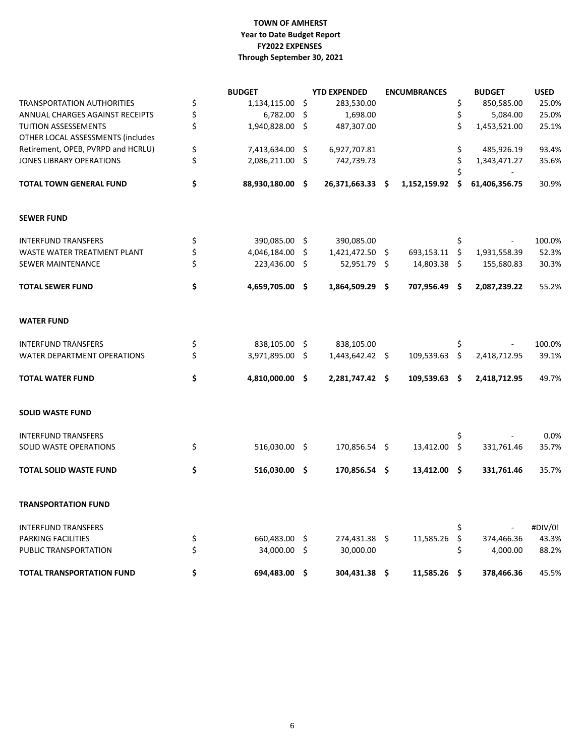**TOWN OF AMHERST**
**Year to Date Budget Report**
**FY2022 EXPENSES**
**Through September 30, 2021**

| | BUDGET | YTD EXPENDED | ENCUMBRANCES | BUDGET | USED |
|---|---|---|---|---|---|
| TRANSPORTATION AUTHORITIES | $ 1,134,115.00 | $ 283,530.00 | | $ 850,585.00 | 25.0% |
| ANNUAL CHARGES AGAINST RECEIPTS | $ 6,782.00 | $ 1,698.00 | | $ 5,084.00 | 25.0% |
| TUITION ASSESSEMENTS | $ 1,940,828.00 | $ 487,307.00 | | $ 1,453,521.00 | 25.1% |
| OTHER LOCAL ASSESSMENTS (includes Retirement, OPEB, PVRPD and HCRLU) | $ 7,413,634.00 | $ 6,927,707.81 | | $ 485,926.19 | 93.4% |
| JONES LIBRARY OPERATIONS | $ 2,086,211.00 | $ 742,739.73 | | $ 1,343,471.27 | 35.6% |
| | | | | $ - | |
| **TOTAL TOWN GENERAL FUND** | **$ 88,930,180.00** | **$ 26,371,663.33** | **$ 1,152,159.92** | **$ 61,406,356.75** | 30.9% |
| | | | | | |
| **SEWER FUND** | | | | | |
| INTERFUND TRANSFERS | $ 390,085.00 | $ 390,085.00 | | $ - | 100.0% |
| WASTE WATER TREATMENT PLANT | $ 4,046,184.00 | $ 1,421,472.50 | $ 693,153.11 | $ 1,931,558.39 | 52.3% |
| SEWER MAINTENANCE | $ 223,436.00 | $ 52,951.79 | $ 14,803.38 | $ 155,680.83 | 30.3% |
| **TOTAL SEWER FUND** | **$ 4,659,705.00** | **$ 1,864,509.29** | **$ 707,956.49** | **$ 2,087,239.22** | 55.2% |
| | | | | | |
| **WATER FUND** | | | | | |
| INTERFUND TRANSFERS | $ 838,105.00 | $ 838,105.00 | | $ - | 100.0% |
| WATER DEPARTMENT OPERATIONS | $ 3,971,895.00 | $ 1,443,642.42 | $ 109,539.63 | $ 2,418,712.95 | 39.1% |
| **TOTAL WATER FUND** | **$ 4,810,000.00** | **$ 2,281,747.42** | **$ 109,539.63** | **$ 2,418,712.95** | 49.7% |
| | | | | | |
| **SOLID WASTE FUND** | | | | | |
| INTERFUND TRANSFERS | | | | $ - | 0.0% |
| SOLID WASTE OPERATIONS | $ 516,030.00 | $ 170,856.54 | $ 13,412.00 | $ 331,761.46 | 35.7% |
| **TOTAL SOLID WASTE FUND** | **$ 516,030.00** | **$ 170,856.54** | **$ 13,412.00** | **$ 331,761.46** | 35.7% |
| | | | | | |
| **TRANSPORTATION FUND** | | | | | |
| INTERFUND TRANSFERS | | | | $ - | #DIV/0! |
| PARKING FACILITIES | $ 660,483.00 | $ 274,431.38 | $ 11,585.26 | $ 374,466.36 | 43.3% |
| PUBLIC TRANSPORTATION | $ 34,000.00 | $ 30,000.00 | | $ 4,000.00 | 88.2% |
| **TOTAL TRANSPORTATION FUND** | **$ 694,483.00** | **$ 304,431.38** | **$ 11,585.26** | **$ 378,466.36** | 45.5% |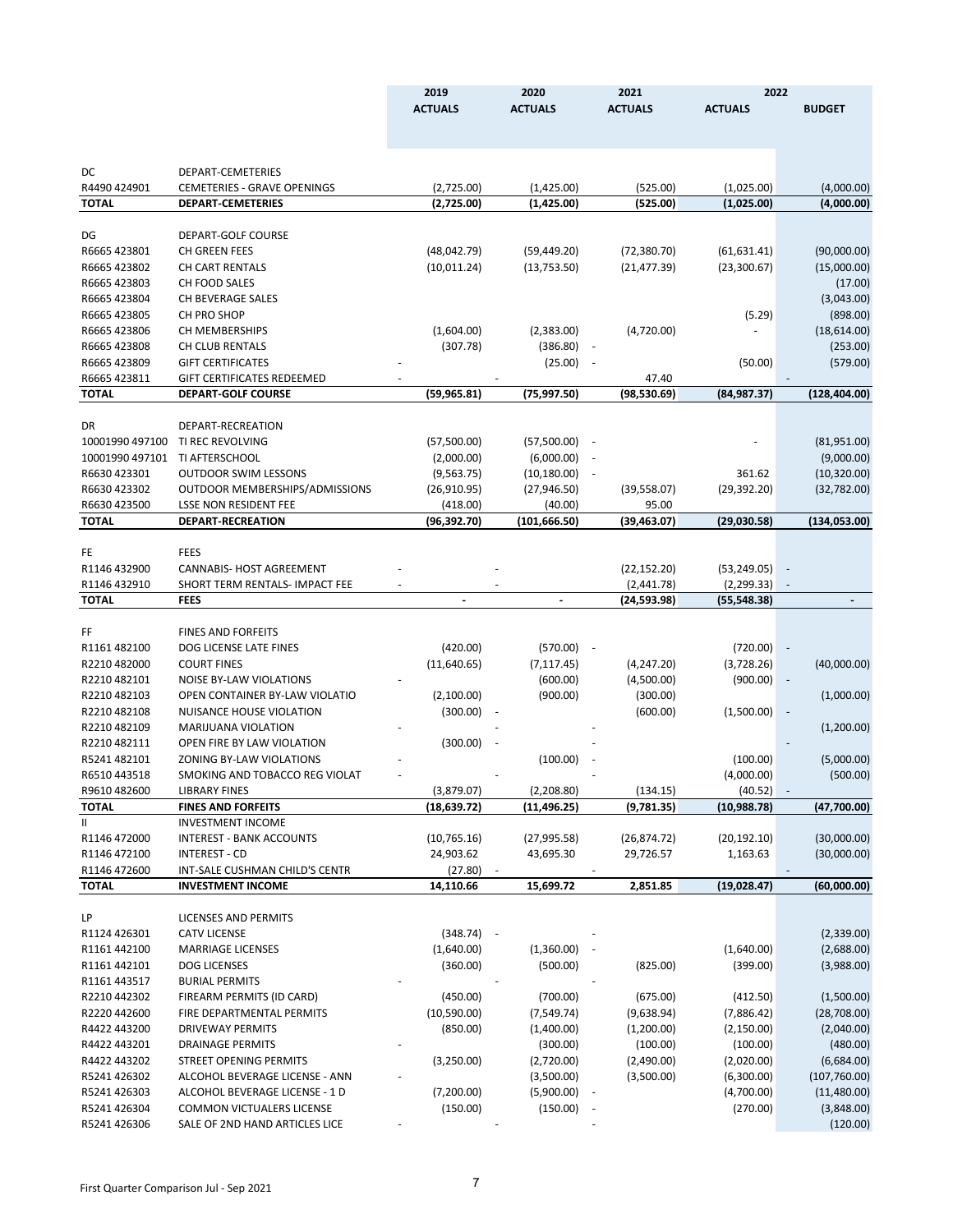| | | 2019 | 2020 | 2021 | 2022 | |
|---|---|---|---|---|---|---|
| | | ACTUALS | ACTUALS | ACTUALS | ACTUALS | BUDGET |
| DC | DEPART-CEMETERIES | | | | | |
| R4490 424901 | CEMETERIES - GRAVE OPENINGS | (2,725.00) | (1,425.00) | (525.00) | (1,025.00) | (4,000.00) |
| **TOTAL** | **DEPART-CEMETERIES** | **(2,725.00)** | **(1,425.00)** | **(525.00)** | **(1,025.00)** | **(4,000.00)** |
| DG | DEPART-GOLF COURSE | | | | | |
| R6665 423801 | CH GREEN FEES | (48,042.79) | (59,449.20) | (72,380.70) | (61,631.41) | (90,000.00) |
| R6665 423802 | CH CART RENTALS | (10,011.24) | (13,753.50) | (21,477.39) | (23,300.67) | (15,000.00) |
| R6665 423803 | CH FOOD SALES | | | | | (17.00) |
| R6665 423804 | CH BEVERAGE SALES | | | | | (3,043.00) |
| R6665 423805 | CH PRO SHOP | | | | (5.29) | (898.00) |
| R6665 423806 | CH MEMBERSHIPS | (1,604.00) | (2,383.00) | (4,720.00) | - | (18,614.00) |
| R6665 423808 | CH CLUB RENTALS | (307.78) | (386.80) | - | | (253.00) |
| R6665 423809 | GIFT CERTIFICATES | - | (25.00) | - | (50.00) | (579.00) |
| R6665 423811 | GIFT CERTIFICATES REDEEMED | - | - | 47.40 | | - |
| **TOTAL** | **DEPART-GOLF COURSE** | **(59,965.81)** | **(75,997.50)** | **(98,530.69)** | **(84,987.37)** | **(128,404.00)** |
| DR | DEPART-RECREATION | | | | | |
| 10001990 497100 | TI REC REVOLVING | (57,500.00) | (57,500.00) | - | - | (81,951.00) |
| 10001990 497101 | TI AFTERSCHOOL | (2,000.00) | (6,000.00) | - | | (9,000.00) |
| R6630 423301 | OUTDOOR SWIM LESSONS | (9,563.75) | (10,180.00) | - | 361.62 | (10,320.00) |
| R6630 423302 | OUTDOOR MEMBERSHIPS/ADMISSIONS | (26,910.95) | (27,946.50) | (39,558.07) | (29,392.20) | (32,782.00) |
| R6630 423500 | LSSE NON RESIDENT FEE | (418.00) | (40.00) | 95.00 | | |
| **TOTAL** | **DEPART-RECREATION** | **(96,392.70)** | **(101,666.50)** | **(39,463.07)** | **(29,030.58)** | **(134,053.00)** |
| FE | FEES | | | | | |
| R1146 432900 | CANNABIS- HOST AGREEMENT | - | - | (22,152.20) | (53,249.05) | - |
| R1146 432910 | SHORT TERM RENTALS- IMPACT FEE | - | - | (2,441.78) | (2,299.33) | - |
| **TOTAL** | **FEES** | **-** | **-** | **(24,593.98)** | **(55,548.38)** | **-** |
| FF | FINES AND FORFEITS | | | | | |
| R1161 482100 | DOG LICENSE LATE FINES | (420.00) | (570.00) | - | (720.00) | - |
| R2210 482000 | COURT FINES | (11,640.65) | (7,117.45) | (4,247.20) | (3,728.26) | (40,000.00) |
| R2210 482101 | NOISE BY-LAW VIOLATIONS | - | (600.00) | (4,500.00) | (900.00) | - |
| R2210 482103 | OPEN CONTAINER BY-LAW VIOLATIO | (2,100.00) | (900.00) | (300.00) | | (1,000.00) |
| R2210 482108 | NUISANCE HOUSE VIOLATION | (300.00) | - | (600.00) | (1,500.00) | - |
| R2210 482109 | MARIJUANA VIOLATION | - | - | - | | (1,200.00) |
| R2210 482111 | OPEN FIRE BY LAW VIOLATION | (300.00) | - | - | | - |
| R5241 482101 | ZONING BY-LAW VIOLATIONS | - | (100.00) | - | (100.00) | (5,000.00) |
| R6510 443518 | SMOKING AND TOBACCO REG VIOLAT | - | - | - | (4,000.00) | (500.00) |
| R9610 482600 | LIBRARY FINES | (3,879.07) | (2,208.80) | (134.15) | (40.52) | - |
| **TOTAL** | **FINES AND FORFEITS** | **(18,639.72)** | **(11,496.25)** | **(9,781.35)** | **(10,988.78)** | **(47,700.00)** |
| II | INVESTMENT INCOME | | | | | |
| R1146 472000 | INTEREST - BANK ACCOUNTS | (10,765.16) | (27,995.58) | (26,874.72) | (20,192.10) | (30,000.00) |
| R1146 472100 | INTEREST - CD | 24,903.62 | 43,695.30 | 29,726.57 | 1,163.63 | (30,000.00) |
| R1146 472600 | INT-SALE CUSHMAN CHILD'S CENTR | (27.80) | - | - | | - |
| **TOTAL** | **INVESTMENT INCOME** | **14,110.66** | **15,699.72** | **2,851.85** | **(19,028.47)** | **(60,000.00)** |
| LP | LICENSES AND PERMITS | | | | | |
| R1124 426301 | CATV LICENSE | (348.74) | - | - | | (2,339.00) |
| R1161 442100 | MARRIAGE LICENSES | (1,640.00) | (1,360.00) | - | (1,640.00) | (2,688.00) |
| R1161 442101 | DOG LICENSES | (360.00) | (500.00) | (825.00) | (399.00) | (3,988.00) |
| R1161 443517 | BURIAL PERMITS | - | - | - | | |
| R2210 442302 | FIREARM PERMITS (ID CARD) | (450.00) | (700.00) | (675.00) | (412.50) | (1,500.00) |
| R2220 442600 | FIRE DEPARTMENTAL PERMITS | (10,590.00) | (7,549.74) | (9,638.94) | (7,886.42) | (28,708.00) |
| R4422 443200 | DRIVEWAY PERMITS | (850.00) | (1,400.00) | (1,200.00) | (2,150.00) | (2,040.00) |
| R4422 443201 | DRAINAGE PERMITS | - | (300.00) | (100.00) | (100.00) | (480.00) |
| R4422 443202 | STREET OPENING PERMITS | (3,250.00) | (2,720.00) | (2,490.00) | (2,020.00) | (6,684.00) |
| R5241 426302 | ALCOHOL BEVERAGE LICENSE - ANN | - | (3,500.00) | (3,500.00) | (6,300.00) | (107,760.00) |
| R5241 426303 | ALCOHOL BEVERAGE LICENSE - 1 D | (7,200.00) | (5,900.00) | - | (4,700.00) | (11,480.00) |
| R5241 426304 | COMMON VICTUALERS LICENSE | (150.00) | (150.00) | - | (270.00) | (3,848.00) |
| R5241 426306 | SALE OF 2ND HAND ARTICLES LICE | - | - | - | | (120.00) |

First Quarter Comparison Jul - Sep 2021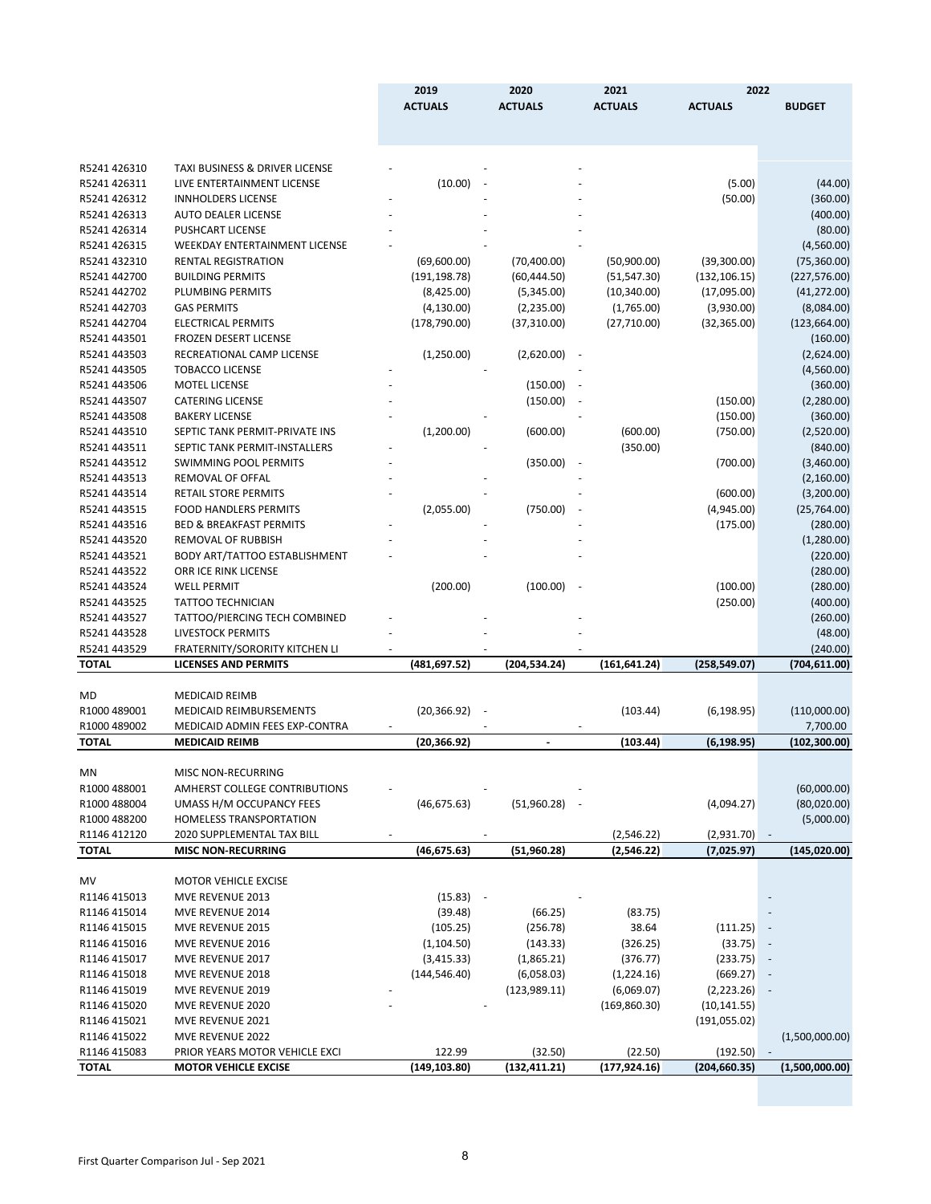| | | 2019 | 2020 | 2021 | 2022 | |
|---|---|---|---|---|---|---|
| | | ACTUALS | ACTUALS | ACTUALS | ACTUALS | BUDGET |
| R5241 426310 | TAXI BUSINESS & DRIVER LICENSE | - | - | - | | |
| R5241 426311 | LIVE ENTERTAINMENT LICENSE | (10.00) | - | - | (5.00) | (44.00) |
| R5241 426312 | INNHOLDERS LICENSE | - | - | - | (50.00) | (360.00) |
| R5241 426313 | AUTO DEALER LICENSE | - | - | - | | (400.00) |
| R5241 426314 | PUSHCART LICENSE | - | - | - | | (80.00) |
| R5241 426315 | WEEKDAY ENTERTAINMENT LICENSE | - | - | - | | (4,560.00) |
| R5241 432310 | RENTAL REGISTRATION | (69,600.00) | (70,400.00) | (50,900.00) | (39,300.00) | (75,360.00) |
| R5241 442700 | BUILDING PERMITS | (191,198.78) | (60,444.50) | (51,547.30) | (132,106.15) | (227,576.00) |
| R5241 442702 | PLUMBING PERMITS | (8,425.00) | (5,345.00) | (10,340.00) | (17,095.00) | (41,272.00) |
| R5241 442703 | GAS PERMITS | (4,130.00) | (2,235.00) | (1,765.00) | (3,930.00) | (8,084.00) |
| R5241 442704 | ELECTRICAL PERMITS | (178,790.00) | (37,310.00) | (27,710.00) | (32,365.00) | (123,664.00) |
| R5241 443501 | FROZEN DESERT LICENSE | | | | | (160.00) |
| R5241 443503 | RECREATIONAL CAMP LICENSE | (1,250.00) | (2,620.00) | - | | (2,624.00) |
| R5241 443505 | TOBACCO LICENSE | - | - | - | | (4,560.00) |
| R5241 443506 | MOTEL LICENSE | - | (150.00) | - | | (360.00) |
| R5241 443507 | CATERING LICENSE | - | (150.00) | - | (150.00) | (2,280.00) |
| R5241 443508 | BAKERY LICENSE | - | - | - | (150.00) | (360.00) |
| R5241 443510 | SEPTIC TANK PERMIT-PRIVATE INS | (1,200.00) | (600.00) | (600.00) | (750.00) | (2,520.00) |
| R5241 443511 | SEPTIC TANK PERMIT-INSTALLERS | - | - | (350.00) | | (840.00) |
| R5241 443512 | SWIMMING POOL PERMITS | - | (350.00) | - | (700.00) | (3,460.00) |
| R5241 443513 | REMOVAL OF OFFAL | - | - | - | | (2,160.00) |
| R5241 443514 | RETAIL STORE PERMITS | - | - | - | (600.00) | (3,200.00) |
| R5241 443515 | FOOD HANDLERS PERMITS | (2,055.00) | (750.00) | - | (4,945.00) | (25,764.00) |
| R5241 443516 | BED & BREAKFAST PERMITS | - | - | - | (175.00) | (280.00) |
| R5241 443520 | REMOVAL OF RUBBISH | - | - | - | | (1,280.00) |
| R5241 443521 | BODY ART/TATTOO ESTABLISHMENT | - | - | - | | (220.00) |
| R5241 443522 | ORR ICE RINK LICENSE | | | | | (280.00) |
| R5241 443524 | WELL PERMIT | (200.00) | (100.00) | - | (100.00) | (280.00) |
| R5241 443525 | TATTOO TECHNICIAN | | | | (250.00) | (400.00) |
| R5241 443527 | TATTOO/PIERCING TECH COMBINED | - | - | - | | (260.00) |
| R5241 443528 | LIVESTOCK PERMITS | - | - | - | | (48.00) |
| R5241 443529 | FRATERNITY/SORORITY KITCHEN LI | - | - | - | | (240.00) |
| **TOTAL** | **LICENSES AND PERMITS** | **(481,697.52)** | **(204,534.24)** | **(161,641.24)** | **(258,549.07)** | **(704,611.00)** |
| | | | | | | |
| MD | MEDICAID REIMB | | | | | |
| R1000 489001 | MEDICAID REIMBURSEMENTS | (20,366.92) | - | (103.44) | (6,198.95) | (110,000.00) |
| R1000 489002 | MEDICAID ADMIN FEES EXP-CONTRA | - | - | - | | 7,700.00 |
| **TOTAL** | **MEDICAID REIMB** | **(20,366.92)** | **-** | **(103.44)** | **(6,198.95)** | **(102,300.00)** |
| | | | | | | |
| MN | MISC NON-RECURRING | | | | | |
| R1000 488001 | AMHERST COLLEGE CONTRIBUTIONS | - | - | - | | (60,000.00) |
| R1000 488004 | UMASS H/M OCCUPANCY FEES | (46,675.63) | (51,960.28) | - | (4,094.27) | (80,020.00) |
| R1000 488200 | HOMELESS TRANSPORTATION | | | | | (5,000.00) |
| R1146 412120 | 2020 SUPPLEMENTAL TAX BILL | - | - | (2,546.22) | (2,931.70) | - |
| **TOTAL** | **MISC NON-RECURRING** | **(46,675.63)** | **(51,960.28)** | **(2,546.22)** | **(7,025.97)** | **(145,020.00)** |
| | | | | | | |
| MV | MOTOR VEHICLE EXCISE | | | | | |
| R1146 415013 | MVE REVENUE 2013 | (15.83) | - | - | | - |
| R1146 415014 | MVE REVENUE 2014 | (39.48) | (66.25) | (83.75) | | - |
| R1146 415015 | MVE REVENUE 2015 | (105.25) | (256.78) | 38.64 | (111.25) | - |
| R1146 415016 | MVE REVENUE 2016 | (1,104.50) | (143.33) | (326.25) | (33.75) | - |
| R1146 415017 | MVE REVENUE 2017 | (3,415.33) | (1,865.21) | (376.77) | (233.75) | - |
| R1146 415018 | MVE REVENUE 2018 | (144,546.40) | (6,058.03) | (1,224.16) | (669.27) | - |
| R1146 415019 | MVE REVENUE 2019 | - | (123,989.11) | (6,069.07) | (2,223.26) | - |
| R1146 415020 | MVE REVENUE 2020 | - | - | (169,860.30) | (10,141.55) | |
| R1146 415021 | MVE REVENUE 2021 | | | | (191,055.02) | |
| R1146 415022 | MVE REVENUE 2022 | | | | | (1,500,000.00) |
| R1146 415083 | PRIOR YEARS MOTOR VEHICLE EXCI | 122.99 | (32.50) | (22.50) | (192.50) | - |
| **TOTAL** | **MOTOR VEHICLE EXCISE** | **(149,103.80)** | **(132,411.21)** | **(177,924.16)** | **(204,660.35)** | **(1,500,000.00)** |

First Quarter Comparison Jul - Sep 2021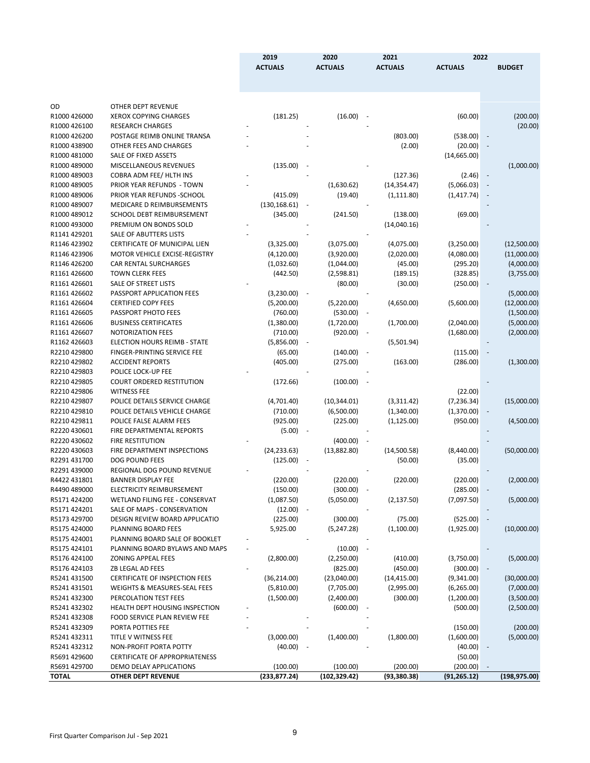| | | 2019 | 2020 | 2021 | 2022 | |
|---|---|---|---|---|---|---|
| | | ACTUALS | ACTUALS | ACTUALS | ACTUALS | BUDGET |
| OD | OTHER DEPT REVENUE | | | | | |
| R1000 426000 | XEROX COPYING CHARGES | (181.25) | (16.00) | - | (60.00) | (200.00) |
| R1000 426100 | RESEARCH CHARGES | - | - | - | | (20.00) |
| R1000 426200 | POSTAGE REIMB ONLINE TRANSA | - | - | (803.00) | (538.00) | - |
| R1000 438900 | OTHER FEES AND CHARGES | - | - | (2.00) | (20.00) | - |
| R1000 481000 | SALE OF FIXED ASSETS | | | | (14,665.00) | |
| R1000 489000 | MISCELLANEOUS REVENUES | (135.00) | - | - | | (1,000.00) |
| R1000 489003 | COBRA ADM FEE/ HLTH INS | - | - | (127.36) | (2.46) | - |
| R1000 489005 | PRIOR YEAR REFUNDS - TOWN | - | (1,630.62) | (14,354.47) | (5,066.03) | - |
| R1000 489006 | PRIOR YEAR REFUNDS -SCHOOL | (415.09) | (19.40) | (1,111.80) | (1,417.74) | - |
| R1000 489007 | MEDICARE D REIMBURSEMENTS | (130,168.61) | - | - | | - |
| R1000 489012 | SCHOOL DEBT REIMBURSEMENT | (345.00) | (241.50) | (138.00) | (69.00) | |
| R1000 493000 | PREMIUM ON BONDS SOLD | - | - | (14,040.16) | | - |
| R1141 429201 | SALE OF ABUTTERS LISTS | - | - | - | | |
| R1146 423902 | CERTIFICATE OF MUNICIPAL LIEN | (3,325.00) | (3,075.00) | (4,075.00) | (3,250.00) | (12,500.00) |
| R1146 423906 | MOTOR VEHICLE EXCISE-REGISTRY | (4,120.00) | (3,920.00) | (2,020.00) | (4,080.00) | (11,000.00) |
| R1146 426200 | CAR RENTAL SURCHARGES | (1,032.60) | (1,044.00) | (45.00) | (295.20) | (4,000.00) |
| R1161 426600 | TOWN CLERK FEES | (442.50) | (2,598.81) | (189.15) | (328.85) | (3,755.00) |
| R1161 426601 | SALE OF STREET LISTS | - | (80.00) | (30.00) | (250.00) | - |
| R1161 426602 | PASSPORT APPLICATION FEES | (3,230.00) | - | - | | (5,000.00) |
| R1161 426604 | CERTIFIED COPY FEES | (5,200.00) | (5,220.00) | (4,650.00) | (5,600.00) | (12,000.00) |
| R1161 426605 | PASSPORT PHOTO FEES | (760.00) | (530.00) | - | | (1,500.00) |
| R1161 426606 | BUSINESS CERTIFICATES | (1,380.00) | (1,720.00) | (1,700.00) | (2,040.00) | (5,000.00) |
| R1161 426607 | NOTORIZATION FEES | (710.00) | (920.00) | - | (1,680.00) | (2,000.00) |
| R1162 426603 | ELECTION HOURS REIMB - STATE | (5,856.00) | - | (5,501.94) | | - |
| R2210 429800 | FINGER-PRINTING SERVICE FEE | (65.00) | (140.00) | - | (115.00) | - |
| R2210 429802 | ACCIDENT REPORTS | (405.00) | (275.00) | (163.00) | (286.00) | (1,300.00) |
| R2210 429803 | POLICE LOCK-UP FEE | - | - | - | | |
| R2210 429805 | COURT ORDERED RESTITUTION | (172.66) | (100.00) | - | | - |
| R2210 429806 | WITNESS FEE | | | | (22.00) | |
| R2210 429807 | POLICE DETAILS SERVICE CHARGE | (4,701.40) | (10,344.01) | (3,311.42) | (7,236.34) | (15,000.00) |
| R2210 429810 | POLICE DETAILS VEHICLE CHARGE | (710.00) | (6,500.00) | (1,340.00) | (1,370.00) | - |
| R2210 429811 | POLICE FALSE ALARM FEES | (925.00) | (225.00) | (1,125.00) | (950.00) | (4,500.00) |
| R2220 430601 | FIRE DEPARTMENTAL REPORTS | (5.00) | - | - | | - |
| R2220 430602 | FIRE RESTITUTION | - | (400.00) | - | | - |
| R2220 430603 | FIRE DEPARTMENT INSPECTIONS | (24,233.63) | (13,882.80) | (14,500.58) | (8,440.00) | (50,000.00) |
| R2291 431700 | DOG POUND FEES | (125.00) | - | (50.00) | (35.00) | |
| R2291 439000 | REGIONAL DOG POUND REVENUE | - | - | - | | - |
| R4422 431801 | BANNER DISPLAY FEE | (220.00) | (220.00) | (220.00) | (220.00) | (2,000.00) |
| R4490 489000 | ELECTRICITY REIMBURSEMENT | (150.00) | (300.00) | - | (285.00) | - |
| R5171 424200 | WETLAND FILING FEE - CONSERVAT | (1,087.50) | (5,050.00) | (2,137.50) | (7,097.50) | (5,000.00) |
| R5171 424201 | SALE OF MAPS - CONSERVATION | (12.00) | - | - | | - |
| R5173 429700 | DESIGN REVIEW BOARD APPLICATIO | (225.00) | (300.00) | (75.00) | (525.00) | - |
| R5175 424000 | PLANNING BOARD FEES | 5,925.00 | (5,247.28) | (1,100.00) | (1,925.00) | (10,000.00) |
| R5175 424001 | PLANNING BOARD SALE OF BOOKLET | - | - | - | | |
| R5175 424101 | PLANNING BOARD BYLAWS AND MAPS | - | (10.00) | - | | - |
| R5176 424100 | ZONING APPEAL FEES | (2,800.00) | (2,250.00) | (410.00) | (3,750.00) | (5,000.00) |
| R5176 424103 | ZB LEGAL AD FEES | - | (825.00) | (450.00) | (300.00) | - |
| R5241 431500 | CERTIFICATE OF INSPECTION FEES | (36,214.00) | (23,040.00) | (14,415.00) | (9,341.00) | (30,000.00) |
| R5241 431501 | WEIGHTS & MEASURES-SEAL FEES | (5,810.00) | (7,705.00) | (2,995.00) | (6,265.00) | (7,000.00) |
| R5241 432300 | PERCOLATION TEST FEES | (1,500.00) | (2,400.00) | (300.00) | (1,200.00) | (3,500.00) |
| R5241 432302 | HEALTH DEPT HOUSING INSPECTION | - | (600.00) | - | (500.00) | (2,500.00) |
| R5241 432308 | FOOD SERVICE PLAN REVIEW FEE | - | - | - | | |
| R5241 432309 | PORTA POTTIES FEE | - | - | - | (150.00) | (200.00) |
| R5241 432311 | TITLE V WITNESS FEE | (3,000.00) | (1,400.00) | (1,800.00) | (1,600.00) | (5,000.00) |
| R5241 432312 | NON-PROFIT PORTA POTTY | (40.00) | - | - | (40.00) | - |
| R5691 429600 | CERTIFICATE OF APPROPRIATENESS | | | | (50.00) | |
| R5691 429700 | DEMO DELAY APPLICATIONS | (100.00) | (100.00) | (200.00) | (200.00) | - |
| **TOTAL** | **OTHER DEPT REVENUE** | **(233,877.24)** | **(102,329.42)** | **(93,380.38)** | **(91,265.12)** | **(198,975.00)** |

First Quarter Comparison Jul - Sep 2021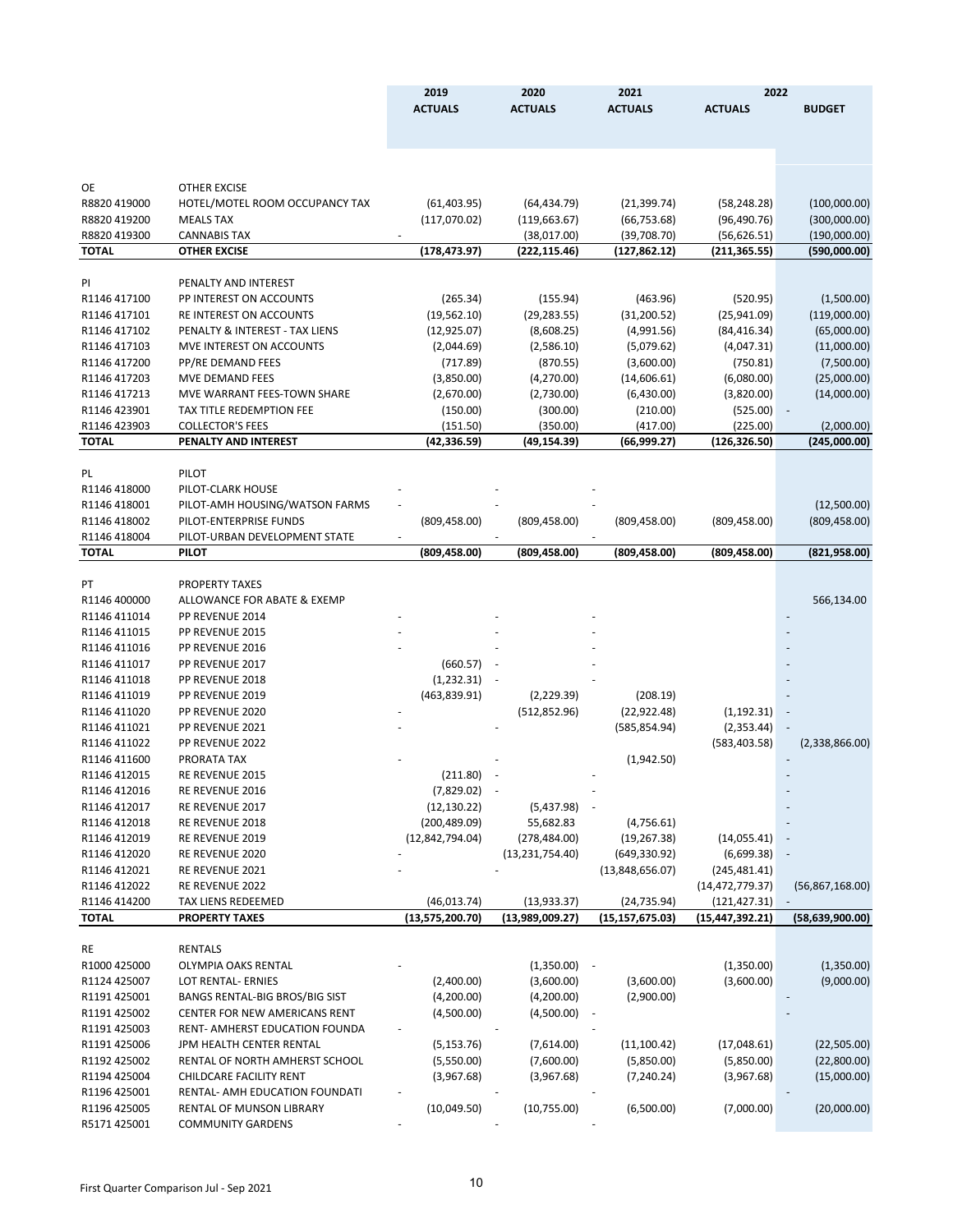| | | 2019 | 2020 | 2021 | 2022 | |
|---|---|---|---|---|---|---|
| | | ACTUALS | ACTUALS | ACTUALS | ACTUALS | BUDGET |
| OE | OTHER EXCISE | | | | | |
| R8820 419000 | HOTEL/MOTEL ROOM OCCUPANCY TAX | (61,403.95) | (64,434.79) | (21,399.74) | (58,248.28) | (100,000.00) |
| R8820 419200 | MEALS TAX | (117,070.02) | (119,663.67) | (66,753.68) | (96,490.76) | (300,000.00) |
| R8820 419300 | CANNABIS TAX | - | (38,017.00) | (39,708.70) | (56,626.51) | (190,000.00) |
| **TOTAL** | **OTHER EXCISE** | **(178,473.97)** | **(222,115.46)** | **(127,862.12)** | **(211,365.55)** | **(590,000.00)** |
| PI | PENALTY AND INTEREST | | | | | |
| R1146 417100 | PP INTEREST ON ACCOUNTS | (265.34) | (155.94) | (463.96) | (520.95) | (1,500.00) |
| R1146 417101 | RE INTEREST ON ACCOUNTS | (19,562.10) | (29,283.55) | (31,200.52) | (25,941.09) | (119,000.00) |
| R1146 417102 | PENALTY & INTEREST - TAX LIENS | (12,925.07) | (8,608.25) | (4,991.56) | (84,416.34) | (65,000.00) |
| R1146 417103 | MVE INTEREST ON ACCOUNTS | (2,044.69) | (2,586.10) | (5,079.62) | (4,047.31) | (11,000.00) |
| R1146 417200 | PP/RE DEMAND FEES | (717.89) | (870.55) | (3,600.00) | (750.81) | (7,500.00) |
| R1146 417203 | MVE DEMAND FEES | (3,850.00) | (4,270.00) | (14,606.61) | (6,080.00) | (25,000.00) |
| R1146 417213 | MVE WARRANT FEES-TOWN SHARE | (2,670.00) | (2,730.00) | (6,430.00) | (3,820.00) | (14,000.00) |
| R1146 423901 | TAX TITLE REDEMPTION FEE | (150.00) | (300.00) | (210.00) | (525.00) | - |
| R1146 423903 | COLLECTOR'S FEES | (151.50) | (350.00) | (417.00) | (225.00) | (2,000.00) |
| **TOTAL** | **PENALTY AND INTEREST** | **(42,336.59)** | **(49,154.39)** | **(66,999.27)** | **(126,326.50)** | **(245,000.00)** |
| PL | PILOT | | | | | |
| R1146 418000 | PILOT-CLARK HOUSE | - | - | - | | |
| R1146 418001 | PILOT-AMH HOUSING/WATSON FARMS | - | - | - | | (12,500.00) |
| R1146 418002 | PILOT-ENTERPRISE FUNDS | (809,458.00) | (809,458.00) | (809,458.00) | (809,458.00) | (809,458.00) |
| R1146 418004 | PILOT-URBAN DEVELOPMENT STATE | - | - | - | | |
| **TOTAL** | **PILOT** | **(809,458.00)** | **(809,458.00)** | **(809,458.00)** | **(809,458.00)** | **(821,958.00)** |
| PT | PROPERTY TAXES | | | | | |
| R1146 400000 | ALLOWANCE FOR ABATE & EXEMP | | | | | 566,134.00 |
| R1146 411014 | PP REVENUE 2014 | - | - | - | | - |
| R1146 411015 | PP REVENUE 2015 | - | - | - | | - |
| R1146 411016 | PP REVENUE 2016 | - | - | - | | - |
| R1146 411017 | PP REVENUE 2017 | (660.57) | - | - | | - |
| R1146 411018 | PP REVENUE 2018 | (1,232.31) | - | - | | - |
| R1146 411019 | PP REVENUE 2019 | (463,839.91) | (2,229.39) | (208.19) | | - |
| R1146 411020 | PP REVENUE 2020 | - | (512,852.96) | (22,922.48) | (1,192.31) | - |
| R1146 411021 | PP REVENUE 2021 | - | - | (585,854.94) | (2,353.44) | - |
| R1146 411022 | PP REVENUE 2022 | | | | (583,403.58) | (2,338,866.00) |
| R1146 411600 | PRORATA TAX | - | - | (1,942.50) | | - |
| R1146 412015 | RE REVENUE 2015 | (211.80) | - | - | | - |
| R1146 412016 | RE REVENUE 2016 | (7,829.02) | - | - | | - |
| R1146 412017 | RE REVENUE 2017 | (12,130.22) | (5,437.98) | - | | - |
| R1146 412018 | RE REVENUE 2018 | (200,489.09) | 55,682.83 | (4,756.61) | | - |
| R1146 412019 | RE REVENUE 2019 | (12,842,794.04) | (278,484.00) | (19,267.38) | (14,055.41) | - |
| R1146 412020 | RE REVENUE 2020 | - | (13,231,754.40) | (649,330.92) | (6,699.38) | - |
| R1146 412021 | RE REVENUE 2021 | - | - | (13,848,656.07) | (245,481.41) | |
| R1146 412022 | RE REVENUE 2022 | | | | (14,472,779.37) | (56,867,168.00) |
| R1146 414200 | TAX LIENS REDEEMED | (46,013.74) | (13,933.37) | (24,735.94) | (121,427.31) | - |
| **TOTAL** | **PROPERTY TAXES** | **(13,575,200.70)** | **(13,989,009.27)** | **(15,157,675.03)** | **(15,447,392.21)** | **(58,639,900.00)** |
| RE | RENTALS | | | | | |
| R1000 425000 | OLYMPIA OAKS RENTAL | - | (1,350.00) | - | (1,350.00) | (1,350.00) |
| R1124 425007 | LOT RENTAL- ERNIES | (2,400.00) | (3,600.00) | (3,600.00) | (3,600.00) | (9,000.00) |
| R1191 425001 | BANGS RENTAL-BIG BROS/BIG SIST | (4,200.00) | (4,200.00) | (2,900.00) | | - |
| R1191 425002 | CENTER FOR NEW AMERICANS RENT | (4,500.00) | (4,500.00) | - | | - |
| R1191 425003 | RENT- AMHERST EDUCATION FOUNDA | - | - | - | | |
| R1191 425006 | JPM HEALTH CENTER RENTAL | (5,153.76) | (7,614.00) | (11,100.42) | (17,048.61) | (22,505.00) |
| R1192 425002 | RENTAL OF NORTH AMHERST SCHOOL | (5,550.00) | (7,600.00) | (5,850.00) | (5,850.00) | (22,800.00) |
| R1194 425004 | CHILDCARE FACILITY RENT | (3,967.68) | (3,967.68) | (7,240.24) | (3,967.68) | (15,000.00) |
| R1196 425001 | RENTAL- AMH EDUCATION FOUNDATI | - | - | - | | - |
| R1196 425005 | RENTAL OF MUNSON LIBRARY | (10,049.50) | (10,755.00) | (6,500.00) | (7,000.00) | (20,000.00) |
| R5171 425001 | COMMUNITY GARDENS | - | - | - | | |

First Quarter Comparison Jul - Sep 2021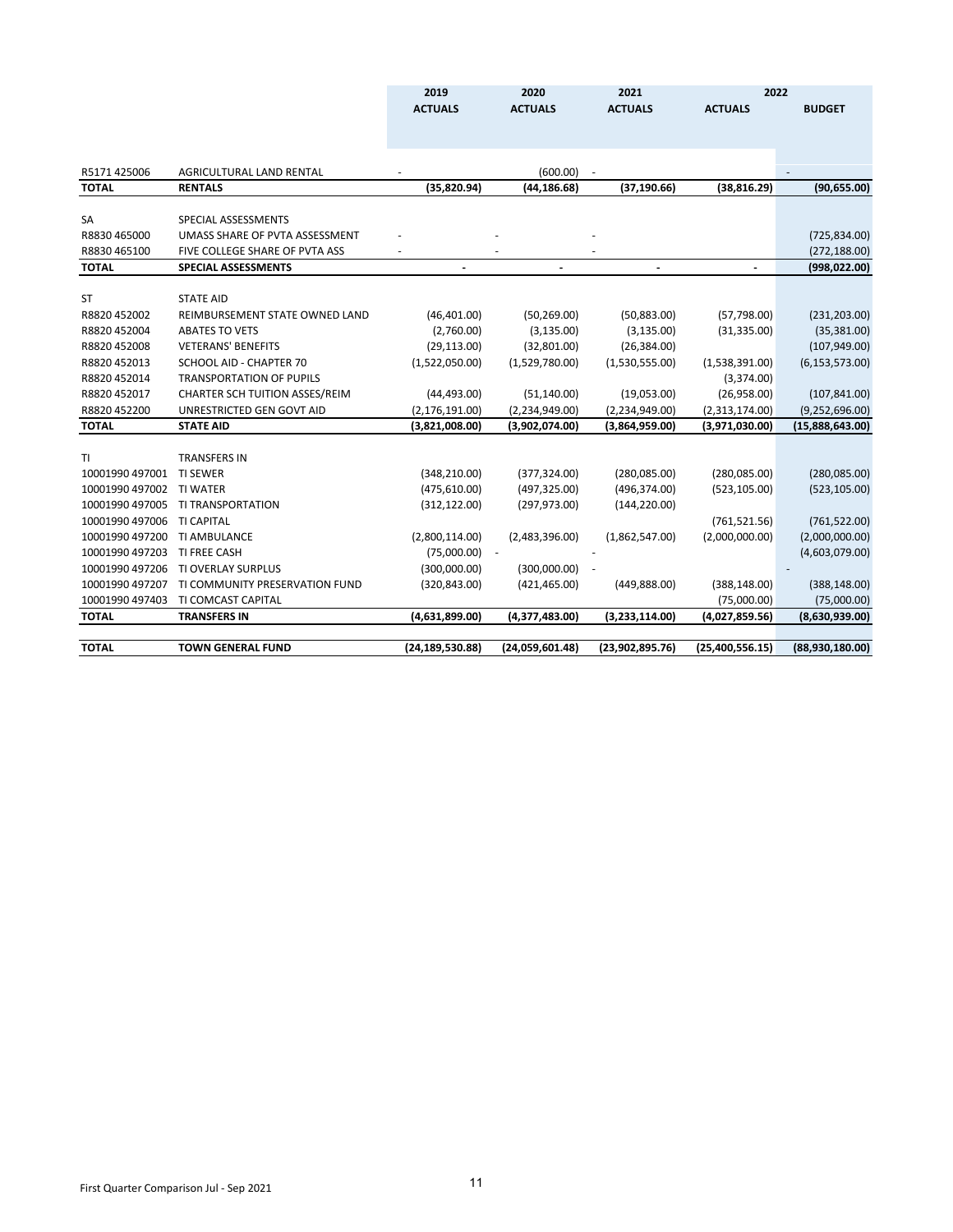| | | 2019 | 2020 | 2021 | 2022 | |
|---|---|---|---|---|---|---|
| | | ACTUALS | ACTUALS | ACTUALS | ACTUALS | BUDGET |
| R5171 425006 | AGRICULTURAL LAND RENTAL | - | (600.00) | - | | - |
| **TOTAL** | **RENTALS** | **(35,820.94)** | **(44,186.68)** | **(37,190.66)** | **(38,816.29)** | **(90,655.00)** |
| | | | | | | |
| SA | SPECIAL ASSESSMENTS | | | | | |
| R8830 465000 | UMASS SHARE OF PVTA ASSESSMENT | - | - | - | | (725,834.00) |
| R8830 465100 | FIVE COLLEGE SHARE OF PVTA ASS | - | - | - | | (272,188.00) |
| **TOTAL** | **SPECIAL ASSESSMENTS** | **-** | **-** | **-** | **-** | **(998,022.00)** |
| | | | | | | |
| ST | STATE AID | | | | | |
| R8820 452002 | REIMBURSEMENT STATE OWNED LAND | (46,401.00) | (50,269.00) | (50,883.00) | (57,798.00) | (231,203.00) |
| R8820 452004 | ABATES TO VETS | (2,760.00) | (3,135.00) | (3,135.00) | (31,335.00) | (35,381.00) |
| R8820 452008 | VETERANS' BENEFITS | (29,113.00) | (32,801.00) | (26,384.00) | | (107,949.00) |
| R8820 452013 | SCHOOL AID - CHAPTER 70 | (1,522,050.00) | (1,529,780.00) | (1,530,555.00) | (1,538,391.00) | (6,153,573.00) |
| R8820 452014 | TRANSPORTATION OF PUPILS | | | | (3,374.00) | |
| R8820 452017 | CHARTER SCH TUITION ASSES/REIM | (44,493.00) | (51,140.00) | (19,053.00) | (26,958.00) | (107,841.00) |
| R8820 452200 | UNRESTRICTED GEN GOVT AID | (2,176,191.00) | (2,234,949.00) | (2,234,949.00) | (2,313,174.00) | (9,252,696.00) |
| **TOTAL** | **STATE AID** | **(3,821,008.00)** | **(3,902,074.00)** | **(3,864,959.00)** | **(3,971,030.00)** | **(15,888,643.00)** |
| | | | | | | |
| TI | TRANSFERS IN | | | | | |
| 10001990 497001 | TI SEWER | (348,210.00) | (377,324.00) | (280,085.00) | (280,085.00) | (280,085.00) |
| 10001990 497002 | TI WATER | (475,610.00) | (497,325.00) | (496,374.00) | (523,105.00) | (523,105.00) |
| 10001990 497005 | TI TRANSPORTATION | (312,122.00) | (297,973.00) | (144,220.00) | | |
| 10001990 497006 | TI CAPITAL | | | | (761,521.56) | (761,522.00) |
| 10001990 497200 | TI AMBULANCE | (2,800,114.00) | (2,483,396.00) | (1,862,547.00) | (2,000,000.00) | (2,000,000.00) |
| 10001990 497203 | TI FREE CASH | (75,000.00) | - | - | | (4,603,079.00) |
| 10001990 497206 | TI OVERLAY SURPLUS | (300,000.00) | (300,000.00) | - | | - |
| 10001990 497207 | TI COMMUNITY PRESERVATION FUND | (320,843.00) | (421,465.00) | (449,888.00) | (388,148.00) | (388,148.00) |
| 10001990 497403 | TI COMCAST CAPITAL | | | | (75,000.00) | (75,000.00) |
| **TOTAL** | **TRANSFERS IN** | **(4,631,899.00)** | **(4,377,483.00)** | **(3,233,114.00)** | **(4,027,859.56)** | **(8,630,939.00)** |
| | | | | | | |
| **TOTAL** | **TOWN GENERAL FUND** | **(24,189,530.88)** | **(24,059,601.48)** | **(23,902,895.76)** | **(25,400,556.15)** | **(88,930,180.00)** |

First Quarter Comparison Jul - Sep 2021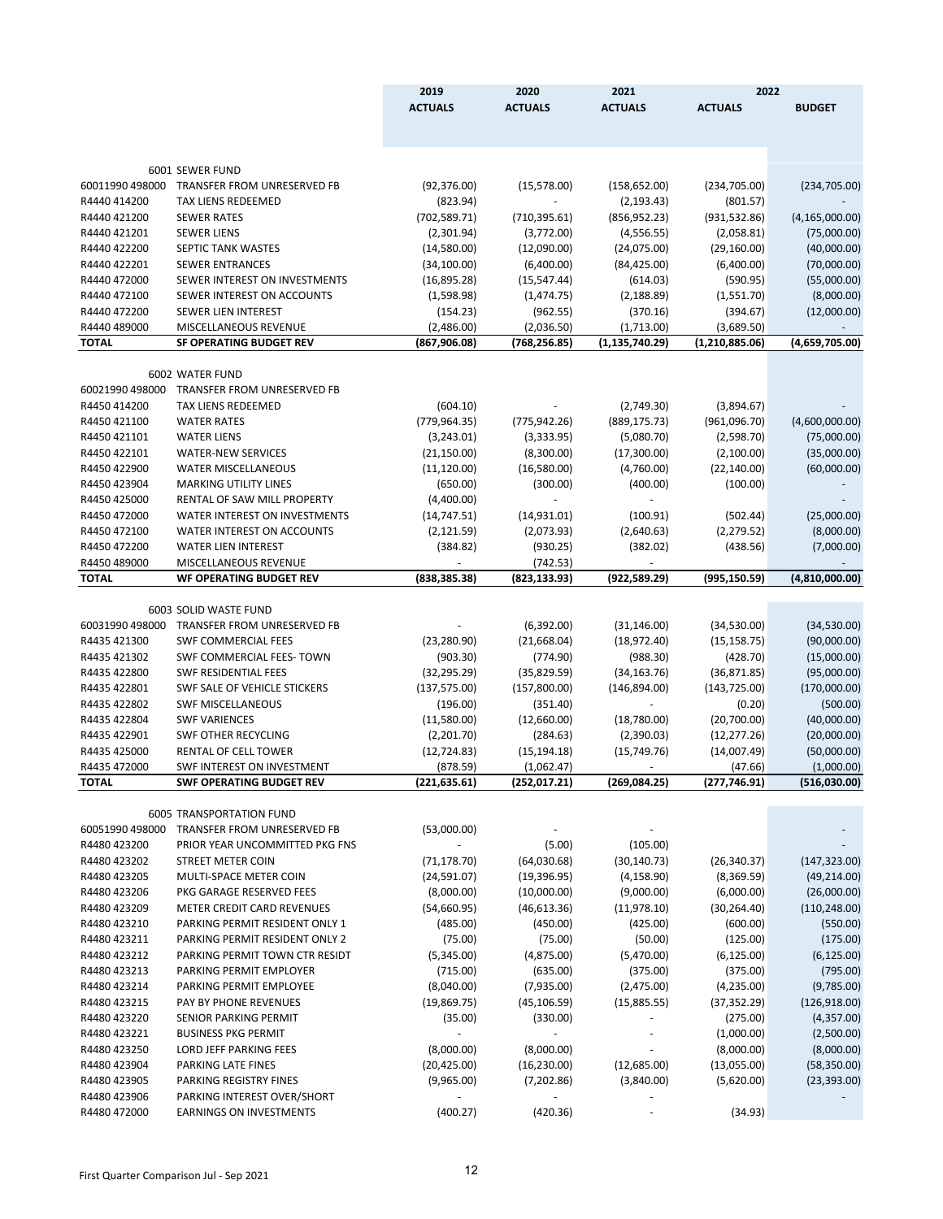| | | 2019 | 2020 | 2021 | 2022 | |
|---|---|---|---|---|---|---|
| | | ACTUALS | ACTUALS | ACTUALS | ACTUALS | BUDGET |
| | 6001 SEWER FUND | | | | | |
| 60011990 498000 | TRANSFER FROM UNRESERVED FB | (92,376.00) | (15,578.00) | (158,652.00) | (234,705.00) | (234,705.00) |
| R4440 414200 | TAX LIENS REDEEMED | (823.94) | - | (2,193.43) | (801.57) | - |
| R4440 421200 | SEWER RATES | (702,589.71) | (710,395.61) | (856,952.23) | (931,532.86) | (4,165,000.00) |
| R4440 421201 | SEWER LIENS | (2,301.94) | (3,772.00) | (4,556.55) | (2,058.81) | (75,000.00) |
| R4440 422200 | SEPTIC TANK WASTES | (14,580.00) | (12,090.00) | (24,075.00) | (29,160.00) | (40,000.00) |
| R4440 422201 | SEWER ENTRANCES | (34,100.00) | (6,400.00) | (84,425.00) | (6,400.00) | (70,000.00) |
| R4440 472000 | SEWER INTEREST ON INVESTMENTS | (16,895.28) | (15,547.44) | (614.03) | (590.95) | (55,000.00) |
| R4440 472100 | SEWER INTEREST ON ACCOUNTS | (1,598.98) | (1,474.75) | (2,188.89) | (1,551.70) | (8,000.00) |
| R4440 472200 | SEWER LIEN INTEREST | (154.23) | (962.55) | (370.16) | (394.67) | (12,000.00) |
| R4440 489000 | MISCELLANEOUS REVENUE | (2,486.00) | (2,036.50) | (1,713.00) | (3,689.50) | - |
| **TOTAL** | **SF OPERATING BUDGET REV** | **(867,906.08)** | **(768,256.85)** | **(1,135,740.29)** | **(1,210,885.06)** | **(4,659,705.00)** |
| | 6002 WATER FUND | | | | | |
| 60021990 498000 | TRANSFER FROM UNRESERVED FB | | | | | |
| R4450 414200 | TAX LIENS REDEEMED | (604.10) | - | (2,749.30) | (3,894.67) | - |
| R4450 421100 | WATER RATES | (779,964.35) | (775,942.26) | (889,175.73) | (961,096.70) | (4,600,000.00) |
| R4450 421101 | WATER LIENS | (3,243.01) | (3,333.95) | (5,080.70) | (2,598.70) | (75,000.00) |
| R4450 422101 | WATER-NEW SERVICES | (21,150.00) | (8,300.00) | (17,300.00) | (2,100.00) | (35,000.00) |
| R4450 422900 | WATER MISCELLANEOUS | (11,120.00) | (16,580.00) | (4,760.00) | (22,140.00) | (60,000.00) |
| R4450 423904 | MARKING UTILITY LINES | (650.00) | (300.00) | (400.00) | (100.00) | - |
| R4450 425000 | RENTAL OF SAW MILL PROPERTY | (4,400.00) | - | - | | - |
| R4450 472000 | WATER INTEREST ON INVESTMENTS | (14,747.51) | (14,931.01) | (100.91) | (502.44) | (25,000.00) |
| R4450 472100 | WATER INTEREST ON ACCOUNTS | (2,121.59) | (2,073.93) | (2,640.63) | (2,279.52) | (8,000.00) |
| R4450 472200 | WATER LIEN INTEREST | (384.82) | (930.25) | (382.02) | (438.56) | (7,000.00) |
| R4450 489000 | MISCELLANEOUS REVENUE | - | (742.53) | - | | - |
| **TOTAL** | **WF OPERATING BUDGET REV** | **(838,385.38)** | **(823,133.93)** | **(922,589.29)** | **(995,150.59)** | **(4,810,000.00)** |
| | 6003 SOLID WASTE FUND | | | | | |
| 60031990 498000 | TRANSFER FROM UNRESERVED FB | - | (6,392.00) | (31,146.00) | (34,530.00) | (34,530.00) |
| R4435 421300 | SWF COMMERCIAL FEES | (23,280.90) | (21,668.04) | (18,972.40) | (15,158.75) | (90,000.00) |
| R4435 421302 | SWF COMMERCIAL FEES- TOWN | (903.30) | (774.90) | (988.30) | (428.70) | (15,000.00) |
| R4435 422800 | SWF RESIDENTIAL FEES | (32,295.29) | (35,829.59) | (34,163.76) | (36,871.85) | (95,000.00) |
| R4435 422801 | SWF SALE OF VEHICLE STICKERS | (137,575.00) | (157,800.00) | (146,894.00) | (143,725.00) | (170,000.00) |
| R4435 422802 | SWF MISCELLANEOUS | (196.00) | (351.40) | - | (0.20) | (500.00) |
| R4435 422804 | SWF VARIENCES | (11,580.00) | (12,660.00) | (18,780.00) | (20,700.00) | (40,000.00) |
| R4435 422901 | SWF OTHER RECYCLING | (2,201.70) | (284.63) | (2,390.03) | (12,277.26) | (20,000.00) |
| R4435 425000 | RENTAL OF CELL TOWER | (12,724.83) | (15,194.18) | (15,749.76) | (14,007.49) | (50,000.00) |
| R4435 472000 | SWF INTEREST ON INVESTMENT | (878.59) | (1,062.47) | - | (47.66) | (1,000.00) |
| **TOTAL** | **SWF OPERATING BUDGET REV** | **(221,635.61)** | **(252,017.21)** | **(269,084.25)** | **(277,746.91)** | **(516,030.00)** |
| | 6005 TRANSPORTATION FUND | | | | | |
| 60051990 498000 | TRANSFER FROM UNRESERVED FB | (53,000.00) | - | - | | - |
| R4480 423200 | PRIOR YEAR UNCOMMITTED PKG FNS | - | (5.00) | (105.00) | | - |
| R4480 423202 | STREET METER COIN | (71,178.70) | (64,030.68) | (30,140.73) | (26,340.37) | (147,323.00) |
| R4480 423205 | MULTI-SPACE METER COIN | (24,591.07) | (19,396.95) | (4,158.90) | (8,369.59) | (49,214.00) |
| R4480 423206 | PKG GARAGE RESERVED FEES | (8,000.00) | (10,000.00) | (9,000.00) | (6,000.00) | (26,000.00) |
| R4480 423209 | METER CREDIT CARD REVENUES | (54,660.95) | (46,613.36) | (11,978.10) | (30,264.40) | (110,248.00) |
| R4480 423210 | PARKING PERMIT RESIDENT ONLY 1 | (485.00) | (450.00) | (425.00) | (600.00) | (550.00) |
| R4480 423211 | PARKING PERMIT RESIDENT ONLY 2 | (75.00) | (75.00) | (50.00) | (125.00) | (175.00) |
| R4480 423212 | PARKING PERMIT TOWN CTR RESIDT | (5,345.00) | (4,875.00) | (5,470.00) | (6,125.00) | (6,125.00) |
| R4480 423213 | PARKING PERMIT EMPLOYER | (715.00) | (635.00) | (375.00) | (375.00) | (795.00) |
| R4480 423214 | PARKING PERMIT EMPLOYEE | (8,040.00) | (7,935.00) | (2,475.00) | (4,235.00) | (9,785.00) |
| R4480 423215 | PAY BY PHONE REVENUES | (19,869.75) | (45,106.59) | (15,885.55) | (37,352.29) | (126,918.00) |
| R4480 423220 | SENIOR PARKING PERMIT | (35.00) | (330.00) | - | (275.00) | (4,357.00) |
| R4480 423221 | BUSINESS PKG PERMIT | - | - | - | (1,000.00) | (2,500.00) |
| R4480 423250 | LORD JEFF PARKING FEES | (8,000.00) | (8,000.00) | - | (8,000.00) | (8,000.00) |
| R4480 423904 | PARKING LATE FINES | (20,425.00) | (16,230.00) | (12,685.00) | (13,055.00) | (58,350.00) |
| R4480 423905 | PARKING REGISTRY FINES | (9,965.00) | (7,202.86) | (3,840.00) | (5,620.00) | (23,393.00) |
| R4480 423906 | PARKING INTEREST OVER/SHORT | - | - | - | | - |
| R4480 472000 | EARNINGS ON INVESTMENTS | (400.27) | (420.36) | - | (34.93) | |

First Quarter Comparison Jul - Sep 2021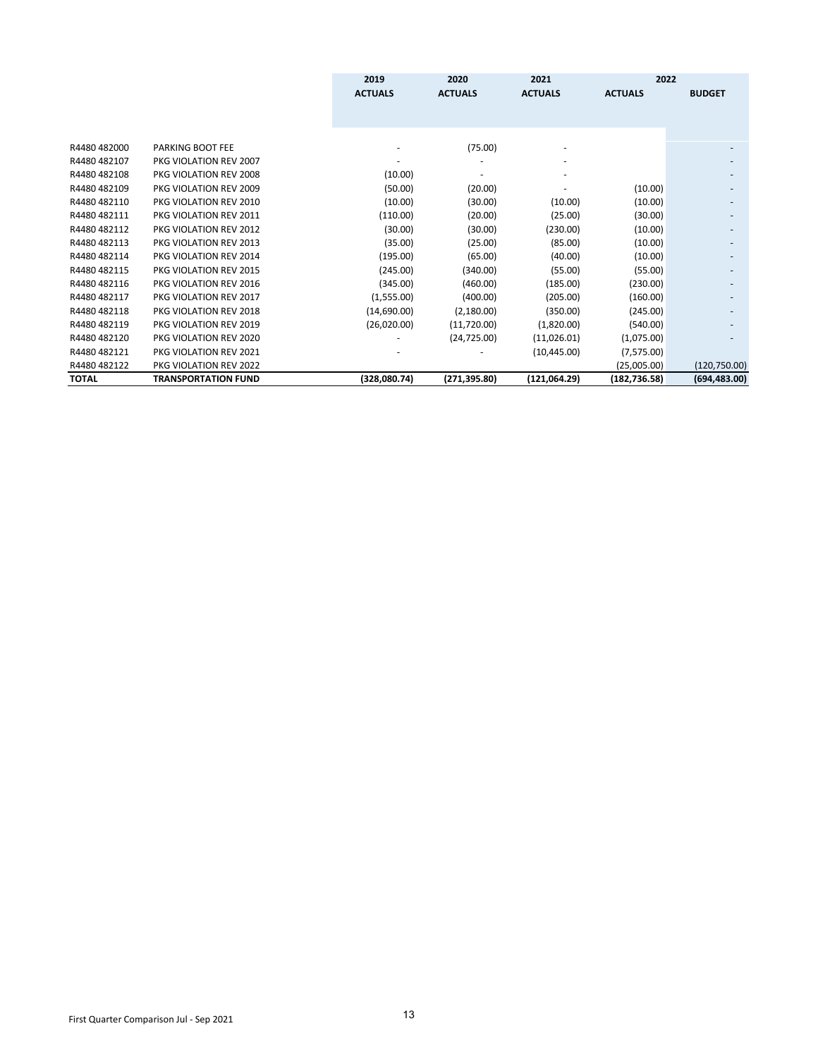| | | 2019 | 2020 | 2021 | 2022 | |
|---|---|---|---|---|---|---|
| | | **ACTUALS** | **ACTUALS** | **ACTUALS** | **ACTUALS** | **BUDGET** |
| R4480 482000 | PARKING BOOT FEE | - | (75.00) | - | | - |
| R4480 482107 | PKG VIOLATION REV 2007 | - | - | - | | - |
| R4480 482108 | PKG VIOLATION REV 2008 | (10.00) | - | - | | - |
| R4480 482109 | PKG VIOLATION REV 2009 | (50.00) | (20.00) | - | (10.00) | - |
| R4480 482110 | PKG VIOLATION REV 2010 | (10.00) | (30.00) | (10.00) | (10.00) | - |
| R4480 482111 | PKG VIOLATION REV 2011 | (110.00) | (20.00) | (25.00) | (30.00) | - |
| R4480 482112 | PKG VIOLATION REV 2012 | (30.00) | (30.00) | (230.00) | (10.00) | - |
| R4480 482113 | PKG VIOLATION REV 2013 | (35.00) | (25.00) | (85.00) | (10.00) | - |
| R4480 482114 | PKG VIOLATION REV 2014 | (195.00) | (65.00) | (40.00) | (10.00) | - |
| R4480 482115 | PKG VIOLATION REV 2015 | (245.00) | (340.00) | (55.00) | (55.00) | - |
| R4480 482116 | PKG VIOLATION REV 2016 | (345.00) | (460.00) | (185.00) | (230.00) | - |
| R4480 482117 | PKG VIOLATION REV 2017 | (1,555.00) | (400.00) | (205.00) | (160.00) | - |
| R4480 482118 | PKG VIOLATION REV 2018 | (14,690.00) | (2,180.00) | (350.00) | (245.00) | - |
| R4480 482119 | PKG VIOLATION REV 2019 | (26,020.00) | (11,720.00) | (1,820.00) | (540.00) | - |
| R4480 482120 | PKG VIOLATION REV 2020 | - | (24,725.00) | (11,026.01) | (1,075.00) | - |
| R4480 482121 | PKG VIOLATION REV 2021 | - | - | (10,445.00) | (7,575.00) | |
| R4480 482122 | PKG VIOLATION REV 2022 | | | | (25,005.00) | (120,750.00) |
| **TOTAL** | **TRANSPORTATION FUND** | **(328,080.74)** | **(271,395.80)** | **(121,064.29)** | **(182,736.58)** | **(694,483.00)** |

First Quarter Comparison Jul - Sep 2021